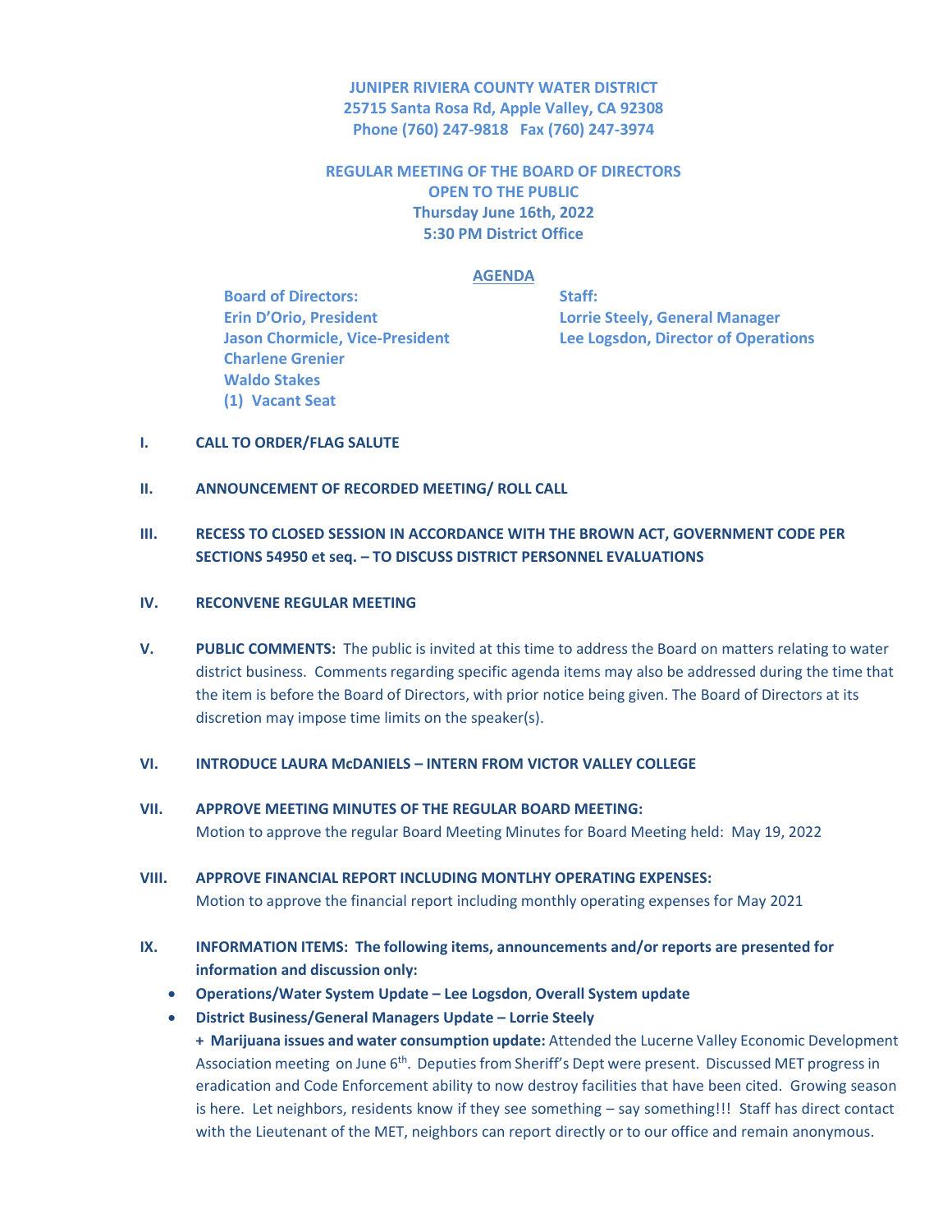**JUNIPER RIVIERA COUNTY WATER DISTRICT**
**25715 Santa Rosa Rd, Apple Valley, CA 92308**
**Phone (760) 247-9818 Fax (760) 247-3974**

**REGULAR MEETING OF THE BOARD OF DIRECTORS**
**OPEN TO THE PUBLIC**
**Thursday June 16th, 2022**
**5:30 PM District Office**

## AGENDA

**Board of Directors:**
**Erin D'Orio, President**
**Jason Chormicle, Vice-President**
**Charlene Grenier**
**Waldo Stakes**
**(1) Vacant Seat**

**Staff:**
**Lorrie Steely, General Manager**
**Lee Logsdon, Director of Operations**

**I. CALL TO ORDER/FLAG SALUTE**

**II. ANNOUNCEMENT OF RECORDED MEETING/ ROLL CALL**

**III. RECESS TO CLOSED SESSION IN ACCORDANCE WITH THE BROWN ACT, GOVERNMENT CODE PER SECTIONS 54950 et seq. – TO DISCUSS DISTRICT PERSONNEL EVALUATIONS**

**IV. RECONVENE REGULAR MEETING**

**V. PUBLIC COMMENTS:** The public is invited at this time to address the Board on matters relating to water district business. Comments regarding specific agenda items may also be addressed during the time that the item is before the Board of Directors, with prior notice being given. The Board of Directors at its discretion may impose time limits on the speaker(s).

**VI. INTRODUCE LAURA McDANIELS – INTERN FROM VICTOR VALLEY COLLEGE**

**VII. APPROVE MEETING MINUTES OF THE REGULAR BOARD MEETING:**
Motion to approve the regular Board Meeting Minutes for Board Meeting held: May 19, 2022

**VIII. APPROVE FINANCIAL REPORT INCLUDING MONTLHY OPERATING EXPENSES:**
Motion to approve the financial report including monthly operating expenses for May 2021

**IX. INFORMATION ITEMS: The following items, announcements and/or reports are presented for information and discussion only:**

- **Operations/Water System Update – Lee Logsdon**, **Overall System update**
- **District Business/General Managers Update – Lorrie Steely**
  **+ Marijuana issues and water consumption update:** Attended the Lucerne Valley Economic Development Association meeting on June 6th. Deputies from Sheriff's Dept were present. Discussed MET progress in eradication and Code Enforcement ability to now destroy facilities that have been cited. Growing season is here. Let neighbors, residents know if they see something – say something!!! Staff has direct contact with the Lieutenant of the MET, neighbors can report directly or to our office and remain anonymous.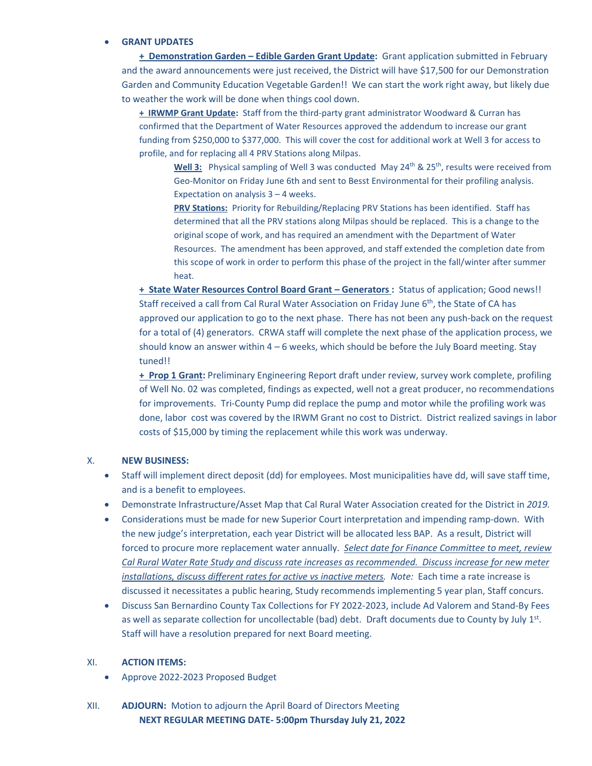- **GRANT UPDATES**

  **+ Demonstration Garden – Edible Garden Grant Update:** Grant application submitted in February and the award announcements were just received, the District will have $17,500 for our Demonstration Garden and Community Education Vegetable Garden!! We can start the work right away, but likely due to weather the work will be done when things cool down.

  **+ IRWMP Grant Update:** Staff from the third-party grant administrator Woodward & Curran has confirmed that the Department of Water Resources approved the addendum to increase our grant funding from $250,000 to $377,000. This will cover the cost for additional work at Well 3 for access to profile, and for replacing all 4 PRV Stations along Milpas.

  **Well 3:** Physical sampling of Well 3 was conducted May 24th & 25th, results were received from Geo-Monitor on Friday June 6th and sent to Besst Environmental for their profiling analysis. Expectation on analysis 3 – 4 weeks.

  **PRV Stations:** Priority for Rebuilding/Replacing PRV Stations has been identified. Staff has determined that all the PRV stations along Milpas should be replaced. This is a change to the original scope of work, and has required an amendment with the Department of Water Resources. The amendment has been approved, and staff extended the completion date from this scope of work in order to perform this phase of the project in the fall/winter after summer heat.

  **+ State Water Resources Control Board Grant – Generators :** Status of application; Good news!! Staff received a call from Cal Rural Water Association on Friday June 6th, the State of CA has approved our application to go to the next phase. There has not been any push-back on the request for a total of (4) generators. CRWA staff will complete the next phase of the application process, we should know an answer within 4 – 6 weeks, which should be before the July Board meeting. Stay tuned!!

  **+ Prop 1 Grant:** Preliminary Engineering Report draft under review, survey work complete, profiling of Well No. 02 was completed, findings as expected, well not a great producer, no recommendations for improvements. Tri-County Pump did replace the pump and motor while the profiling work was done, labor cost was covered by the IRWM Grant no cost to District. District realized savings in labor costs of $15,000 by timing the replacement while this work was underway.

## X. NEW BUSINESS:

- Staff will implement direct deposit (dd) for employees. Most municipalities have dd, will save staff time, and is a benefit to employees.
- Demonstrate Infrastructure/Asset Map that Cal Rural Water Association created for the District in *2019.*
- Considerations must be made for new Superior Court interpretation and impending ramp-down. With the new judge's interpretation, each year District will be allocated less BAP. As a result, District will forced to procure more replacement water annually. *Select date for Finance Committee to meet, review Cal Rural Water Rate Study and discuss rate increases as recommended. Discuss increase for new meter installations, discuss different rates for active vs inactive meters. Note:* Each time a rate increase is discussed it necessitates a public hearing, Study recommends implementing 5 year plan, Staff concurs.
- Discuss San Bernardino County Tax Collections for FY 2022-2023, include Ad Valorem and Stand-By Fees as well as separate collection for uncollectable (bad) debt. Draft documents due to County by July 1st. Staff will have a resolution prepared for next Board meeting.

## XI. ACTION ITEMS:

- Approve 2022-2023 Proposed Budget

## XII. ADJOURN: Motion to adjourn the April Board of Directors Meeting

**NEXT REGULAR MEETING DATE- 5:00pm Thursday July 21, 2022**